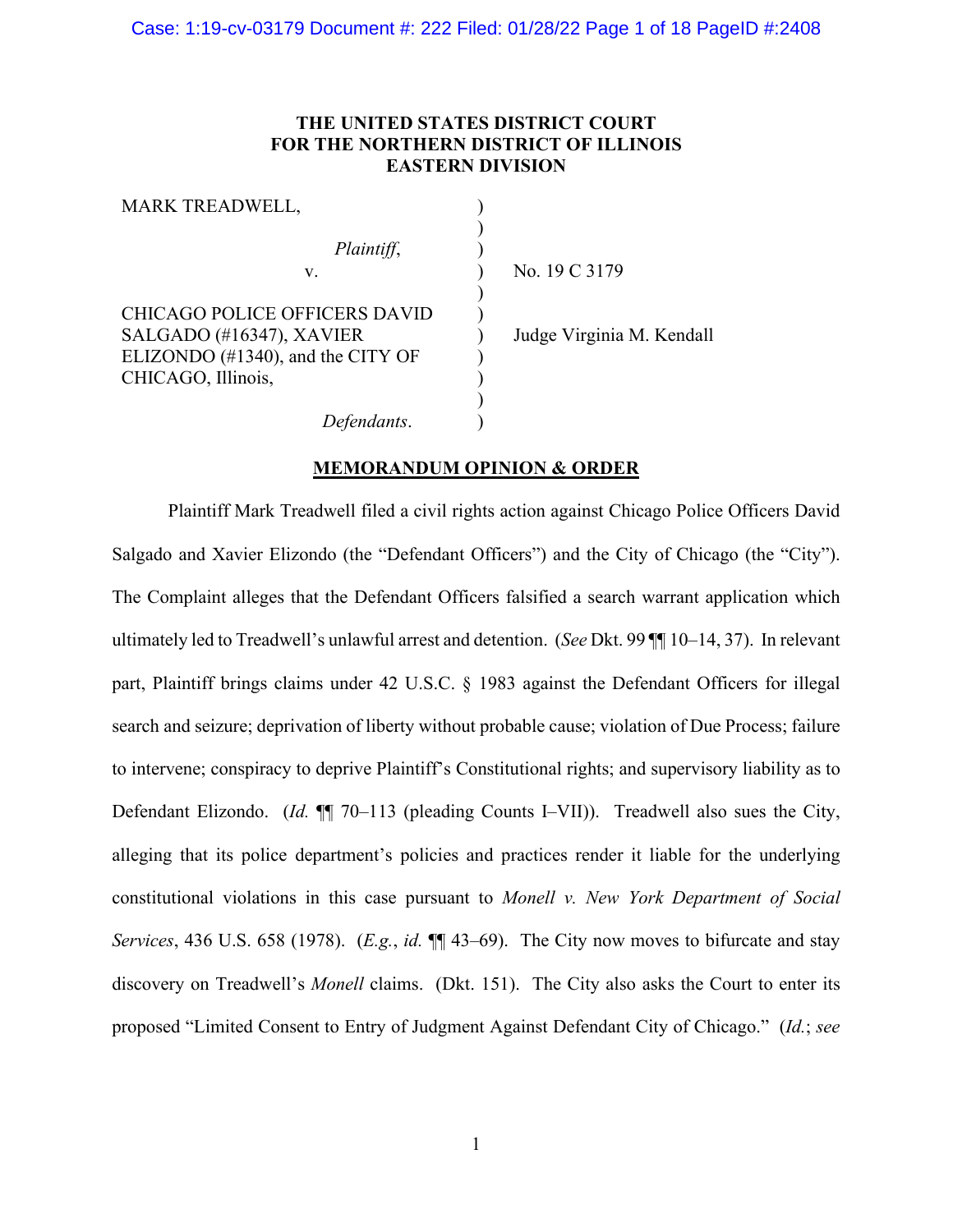**THE UNITED STATES DISTRICT COURT**
**FOR THE NORTHERN DISTRICT OF ILLINOIS**
**EASTERN DIVISION**

| | | |
|---|---|---|
| MARK TREADWELL, | ) | |
| | ) | |
| *Plaintiff*, | ) | |
| v. | ) | No. 19 C 3179 |
| | ) | |
| CHICAGO POLICE OFFICERS DAVID SALGADO (#16347), XAVIER ELIZONDO (#1340), and the CITY OF CHICAGO, Illinois, | ) | Judge Virginia M. Kendall |
| | ) | |
| *Defendants*. | ) | |

**MEMORANDUM OPINION & ORDER**

Plaintiff Mark Treadwell filed a civil rights action against Chicago Police Officers David Salgado and Xavier Elizondo (the "Defendant Officers") and the City of Chicago (the "City"). The Complaint alleges that the Defendant Officers falsified a search warrant application which ultimately led to Treadwell's unlawful arrest and detention. (*See* Dkt. 99 ¶¶ 10–14, 37). In relevant part, Plaintiff brings claims under 42 U.S.C. § 1983 against the Defendant Officers for illegal search and seizure; deprivation of liberty without probable cause; violation of Due Process; failure to intervene; conspiracy to deprive Plaintiff's Constitutional rights; and supervisory liability as to Defendant Elizondo. (*Id.* ¶¶ 70–113 (pleading Counts I–VII)). Treadwell also sues the City, alleging that its police department's policies and practices render it liable for the underlying constitutional violations in this case pursuant to *Monell v. New York Department of Social Services*, 436 U.S. 658 (1978). (*E.g.*, *id.* ¶¶ 43–69). The City now moves to bifurcate and stay discovery on Treadwell's *Monell* claims. (Dkt. 151). The City also asks the Court to enter its proposed "Limited Consent to Entry of Judgment Against Defendant City of Chicago." (*Id.*; *see*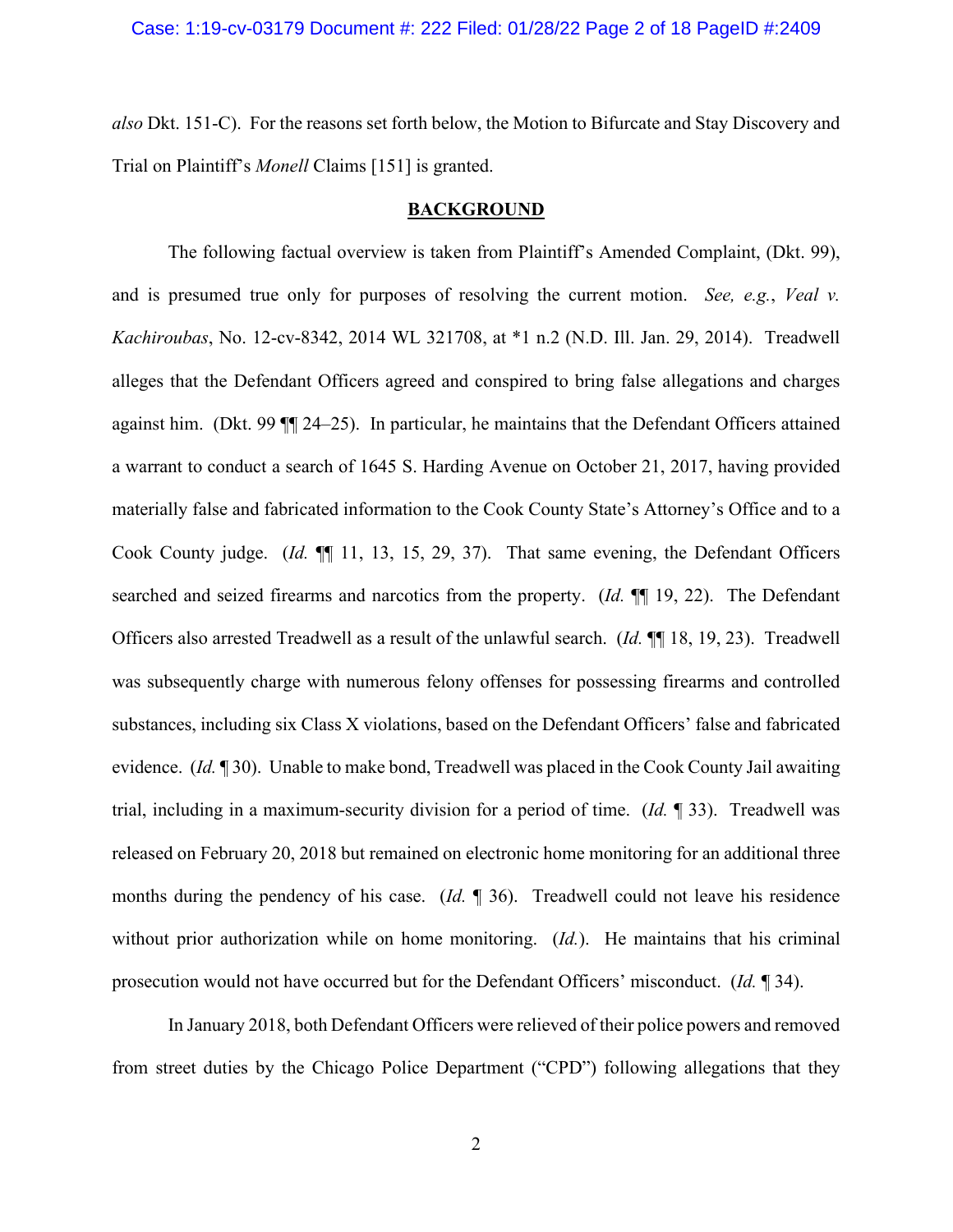*also* Dkt. 151-C). For the reasons set forth below, the Motion to Bifurcate and Stay Discovery and Trial on Plaintiff's *Monell* Claims [151] is granted.

**BACKGROUND**

The following factual overview is taken from Plaintiff's Amended Complaint, (Dkt. 99), and is presumed true only for purposes of resolving the current motion. *See, e.g.*, *Veal v. Kachiroubas*, No. 12-cv-8342, 2014 WL 321708, at *1 n.2 (N.D. Ill. Jan. 29, 2014). Treadwell alleges that the Defendant Officers agreed and conspired to bring false allegations and charges against him. (Dkt. 99 ¶¶ 24–25). In particular, he maintains that the Defendant Officers attained a warrant to conduct a search of 1645 S. Harding Avenue on October 21, 2017, having provided materially false and fabricated information to the Cook County State's Attorney's Office and to a Cook County judge. (*Id.* ¶¶ 11, 13, 15, 29, 37). That same evening, the Defendant Officers searched and seized firearms and narcotics from the property. (*Id.* ¶¶ 19, 22). The Defendant Officers also arrested Treadwell as a result of the unlawful search. (*Id.* ¶¶ 18, 19, 23). Treadwell was subsequently charge with numerous felony offenses for possessing firearms and controlled substances, including six Class X violations, based on the Defendant Officers' false and fabricated evidence. (*Id.* ¶ 30). Unable to make bond, Treadwell was placed in the Cook County Jail awaiting trial, including in a maximum-security division for a period of time. (*Id.* ¶ 33). Treadwell was released on February 20, 2018 but remained on electronic home monitoring for an additional three months during the pendency of his case. (*Id.* ¶ 36). Treadwell could not leave his residence without prior authorization while on home monitoring. (*Id.*). He maintains that his criminal prosecution would not have occurred but for the Defendant Officers' misconduct. (*Id.* ¶ 34).

In January 2018, both Defendant Officers were relieved of their police powers and removed from street duties by the Chicago Police Department ("CPD") following allegations that they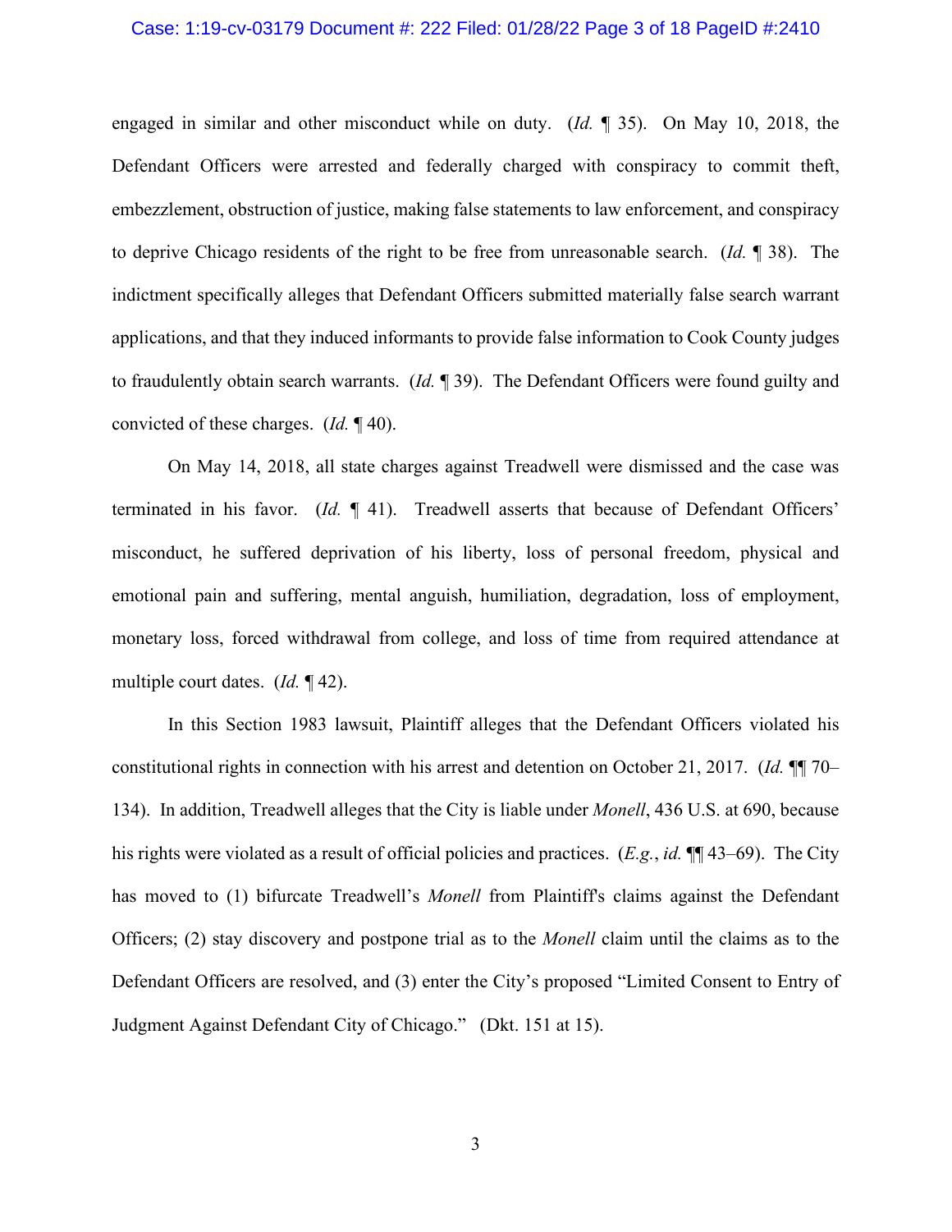engaged in similar and other misconduct while on duty. (*Id.* ¶ 35). On May 10, 2018, the Defendant Officers were arrested and federally charged with conspiracy to commit theft, embezzlement, obstruction of justice, making false statements to law enforcement, and conspiracy to deprive Chicago residents of the right to be free from unreasonable search. (*Id.* ¶ 38). The indictment specifically alleges that Defendant Officers submitted materially false search warrant applications, and that they induced informants to provide false information to Cook County judges to fraudulently obtain search warrants. (*Id.* ¶ 39). The Defendant Officers were found guilty and convicted of these charges. (*Id.* ¶ 40).

On May 14, 2018, all state charges against Treadwell were dismissed and the case was terminated in his favor. (*Id.* ¶ 41). Treadwell asserts that because of Defendant Officers' misconduct, he suffered deprivation of his liberty, loss of personal freedom, physical and emotional pain and suffering, mental anguish, humiliation, degradation, loss of employment, monetary loss, forced withdrawal from college, and loss of time from required attendance at multiple court dates. (*Id.* ¶ 42).

In this Section 1983 lawsuit, Plaintiff alleges that the Defendant Officers violated his constitutional rights in connection with his arrest and detention on October 21, 2017. (*Id.* ¶¶ 70–134). In addition, Treadwell alleges that the City is liable under *Monell*, 436 U.S. at 690, because his rights were violated as a result of official policies and practices. (*E.g.*, *id.* ¶¶ 43–69). The City has moved to (1) bifurcate Treadwell's *Monell* from Plaintiff's claims against the Defendant Officers; (2) stay discovery and postpone trial as to the *Monell* claim until the claims as to the Defendant Officers are resolved, and (3) enter the City's proposed "Limited Consent to Entry of Judgment Against Defendant City of Chicago." (Dkt. 151 at 15).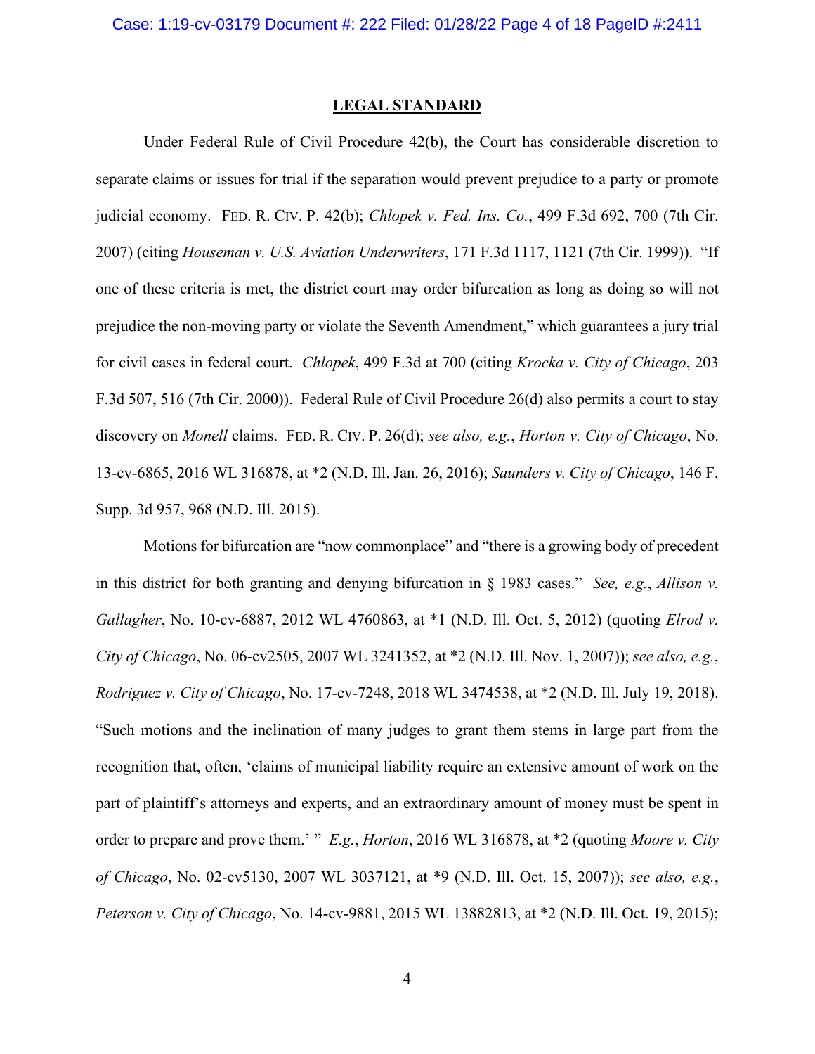## LEGAL STANDARD

Under Federal Rule of Civil Procedure 42(b), the Court has considerable discretion to separate claims or issues for trial if the separation would prevent prejudice to a party or promote judicial economy. FED. R. CIV. P. 42(b); *Chlopek v. Fed. Ins. Co.*, 499 F.3d 692, 700 (7th Cir. 2007) (citing *Houseman v. U.S. Aviation Underwriters*, 171 F.3d 1117, 1121 (7th Cir. 1999)). "If one of these criteria is met, the district court may order bifurcation as long as doing so will not prejudice the non-moving party or violate the Seventh Amendment," which guarantees a jury trial for civil cases in federal court. *Chlopek*, 499 F.3d at 700 (citing *Krocka v. City of Chicago*, 203 F.3d 507, 516 (7th Cir. 2000)). Federal Rule of Civil Procedure 26(d) also permits a court to stay discovery on *Monell* claims. FED. R. CIV. P. 26(d); *see also, e.g.*, *Horton v. City of Chicago*, No. 13-cv-6865, 2016 WL 316878, at *2 (N.D. Ill. Jan. 26, 2016); *Saunders v. City of Chicago*, 146 F. Supp. 3d 957, 968 (N.D. Ill. 2015).

Motions for bifurcation are "now commonplace" and "there is a growing body of precedent in this district for both granting and denying bifurcation in § 1983 cases." *See, e.g.*, *Allison v. Gallagher*, No. 10-cv-6887, 2012 WL 4760863, at *1 (N.D. Ill. Oct. 5, 2012) (quoting *Elrod v. City of Chicago*, No. 06-cv2505, 2007 WL 3241352, at *2 (N.D. Ill. Nov. 1, 2007)); *see also, e.g.*, *Rodriguez v. City of Chicago*, No. 17-cv-7248, 2018 WL 3474538, at *2 (N.D. Ill. July 19, 2018). "Such motions and the inclination of many judges to grant them stems in large part from the recognition that, often, 'claims of municipal liability require an extensive amount of work on the part of plaintiff's attorneys and experts, and an extraordinary amount of money must be spent in order to prepare and prove them.' " *E.g.*, *Horton*, 2016 WL 316878, at *2 (quoting *Moore v. City of Chicago*, No. 02-cv5130, 2007 WL 3037121, at *9 (N.D. Ill. Oct. 15, 2007)); *see also, e.g.*, *Peterson v. City of Chicago*, No. 14-cv-9881, 2015 WL 13882813, at *2 (N.D. Ill. Oct. 19, 2015);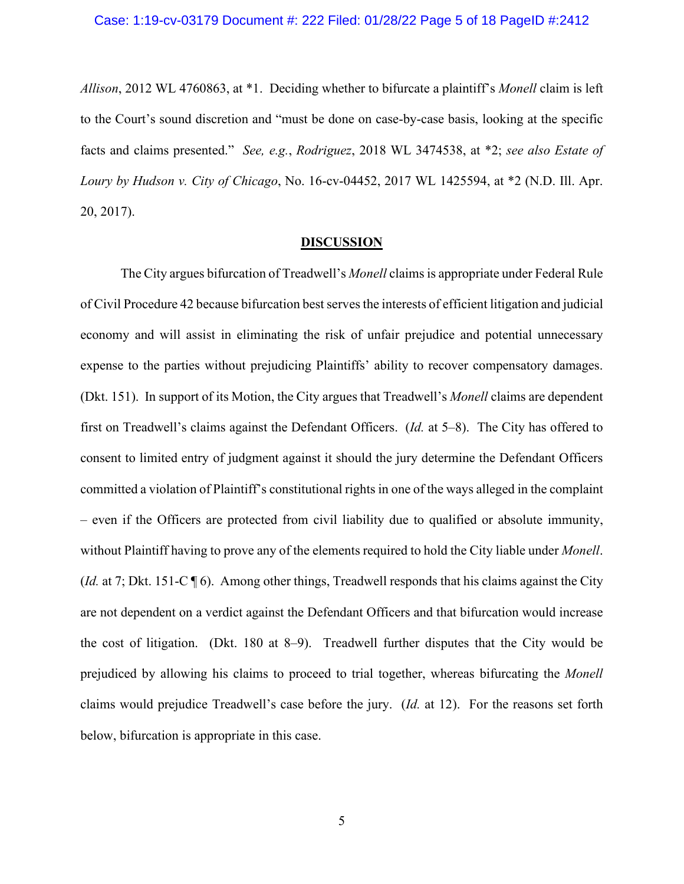*Allison*, 2012 WL 4760863, at *1. Deciding whether to bifurcate a plaintiff's *Monell* claim is left to the Court's sound discretion and "must be done on case-by-case basis, looking at the specific facts and claims presented." *See, e.g.*, *Rodriguez*, 2018 WL 3474538, at *2; *see also Estate of Loury by Hudson v. City of Chicago*, No. 16-cv-04452, 2017 WL 1425594, at *2 (N.D. Ill. Apr. 20, 2017).

## DISCUSSION

The City argues bifurcation of Treadwell's *Monell* claims is appropriate under Federal Rule of Civil Procedure 42 because bifurcation best serves the interests of efficient litigation and judicial economy and will assist in eliminating the risk of unfair prejudice and potential unnecessary expense to the parties without prejudicing Plaintiffs' ability to recover compensatory damages. (Dkt. 151). In support of its Motion, the City argues that Treadwell's *Monell* claims are dependent first on Treadwell's claims against the Defendant Officers. (*Id.* at 5–8). The City has offered to consent to limited entry of judgment against it should the jury determine the Defendant Officers committed a violation of Plaintiff's constitutional rights in one of the ways alleged in the complaint – even if the Officers are protected from civil liability due to qualified or absolute immunity, without Plaintiff having to prove any of the elements required to hold the City liable under *Monell*. (*Id.* at 7; Dkt. 151-C ¶ 6). Among other things, Treadwell responds that his claims against the City are not dependent on a verdict against the Defendant Officers and that bifurcation would increase the cost of litigation. (Dkt. 180 at 8–9). Treadwell further disputes that the City would be prejudiced by allowing his claims to proceed to trial together, whereas bifurcating the *Monell* claims would prejudice Treadwell's case before the jury. (*Id.* at 12). For the reasons set forth below, bifurcation is appropriate in this case.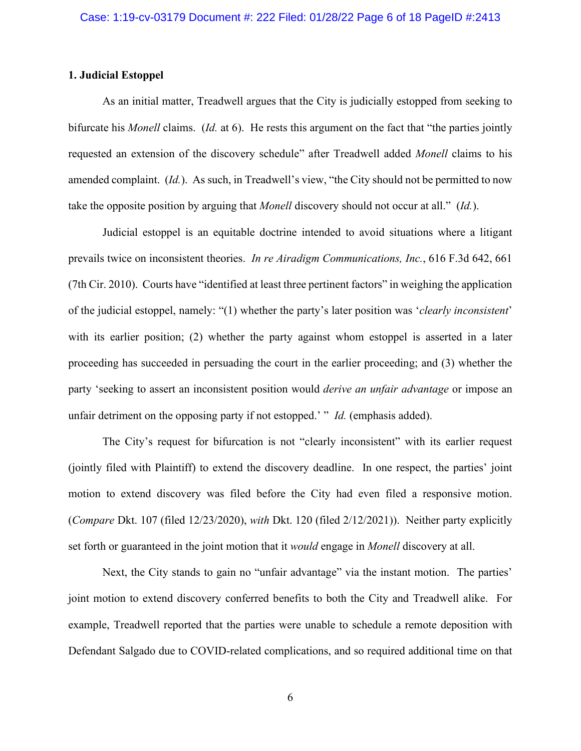### 1. Judicial Estoppel

As an initial matter, Treadwell argues that the City is judicially estopped from seeking to bifurcate his *Monell* claims. (*Id.* at 6). He rests this argument on the fact that "the parties jointly requested an extension of the discovery schedule" after Treadwell added *Monell* claims to his amended complaint. (*Id.*). As such, in Treadwell's view, "the City should not be permitted to now take the opposite position by arguing that *Monell* discovery should not occur at all." (*Id.*).

Judicial estoppel is an equitable doctrine intended to avoid situations where a litigant prevails twice on inconsistent theories. *In re Airadigm Communications, Inc.*, 616 F.3d 642, 661 (7th Cir. 2010). Courts have "identified at least three pertinent factors" in weighing the application of the judicial estoppel, namely: "(1) whether the party's later position was '*clearly inconsistent*' with its earlier position; (2) whether the party against whom estoppel is asserted in a later proceeding has succeeded in persuading the court in the earlier proceeding; and (3) whether the party 'seeking to assert an inconsistent position would *derive an unfair advantage* or impose an unfair detriment on the opposing party if not estopped.' " *Id.* (emphasis added).

The City's request for bifurcation is not "clearly inconsistent" with its earlier request (jointly filed with Plaintiff) to extend the discovery deadline. In one respect, the parties' joint motion to extend discovery was filed before the City had even filed a responsive motion. (*Compare* Dkt. 107 (filed 12/23/2020), *with* Dkt. 120 (filed 2/12/2021)). Neither party explicitly set forth or guaranteed in the joint motion that it *would* engage in *Monell* discovery at all.

Next, the City stands to gain no "unfair advantage" via the instant motion. The parties' joint motion to extend discovery conferred benefits to both the City and Treadwell alike. For example, Treadwell reported that the parties were unable to schedule a remote deposition with Defendant Salgado due to COVID-related complications, and so required additional time on that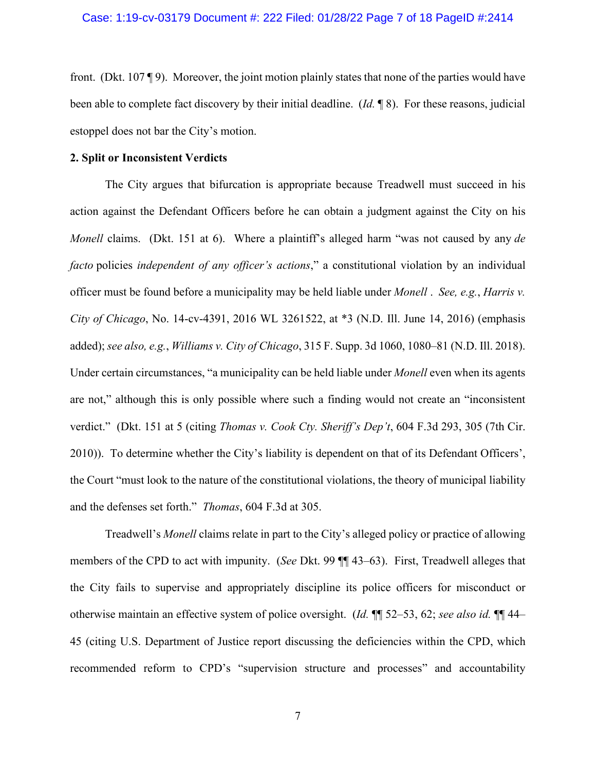front. (Dkt. 107 ¶ 9). Moreover, the joint motion plainly states that none of the parties would have been able to complete fact discovery by their initial deadline. (*Id.* ¶ 8). For these reasons, judicial estoppel does not bar the City's motion.

**2. Split or Inconsistent Verdicts**

The City argues that bifurcation is appropriate because Treadwell must succeed in his action against the Defendant Officers before he can obtain a judgment against the City on his *Monell* claims. (Dkt. 151 at 6). Where a plaintiff's alleged harm "was not caused by any *de facto* policies *independent of any officer's actions*," a constitutional violation by an individual officer must be found before a municipality may be held liable under *Monell* . *See, e.g.*, *Harris v. City of Chicago*, No. 14-cv-4391, 2016 WL 3261522, at *3 (N.D. Ill. June 14, 2016) (emphasis added); *see also, e.g.*, *Williams v. City of Chicago*, 315 F. Supp. 3d 1060, 1080–81 (N.D. Ill. 2018). Under certain circumstances, "a municipality can be held liable under *Monell* even when its agents are not," although this is only possible where such a finding would not create an "inconsistent verdict." (Dkt. 151 at 5 (citing *Thomas v. Cook Cty. Sheriff's Dep't*, 604 F.3d 293, 305 (7th Cir. 2010)). To determine whether the City's liability is dependent on that of its Defendant Officers', the Court "must look to the nature of the constitutional violations, the theory of municipal liability and the defenses set forth." *Thomas*, 604 F.3d at 305.

Treadwell's *Monell* claims relate in part to the City's alleged policy or practice of allowing members of the CPD to act with impunity. (*See* Dkt. 99 ¶¶ 43–63). First, Treadwell alleges that the City fails to supervise and appropriately discipline its police officers for misconduct or otherwise maintain an effective system of police oversight. (*Id.* ¶¶ 52–53, 62; *see also id.* ¶¶ 44–45 (citing U.S. Department of Justice report discussing the deficiencies within the CPD, which recommended reform to CPD's "supervision structure and processes" and accountability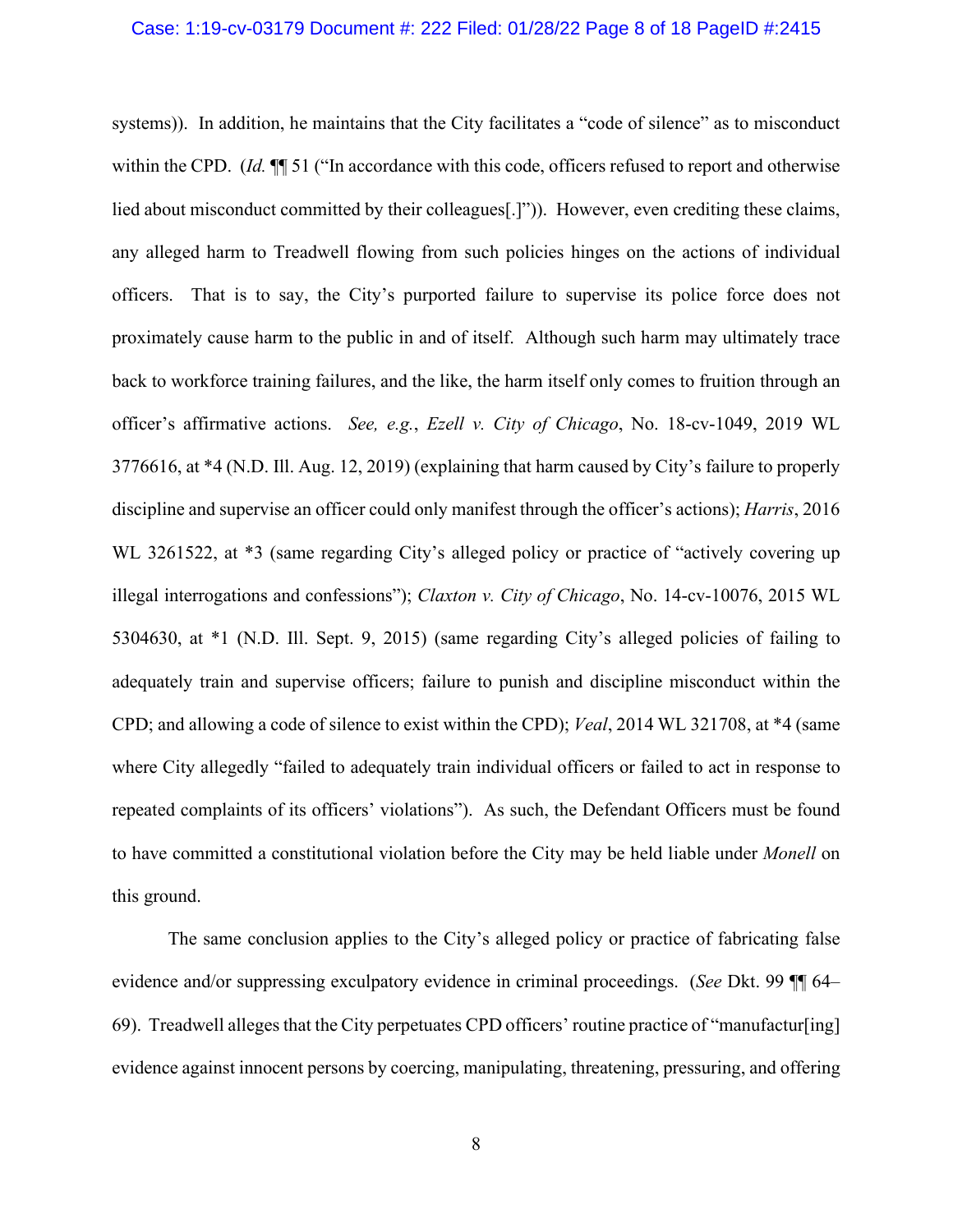systems)). In addition, he maintains that the City facilitates a "code of silence" as to misconduct within the CPD. (*Id.* ¶¶ 51 ("In accordance with this code, officers refused to report and otherwise lied about misconduct committed by their colleagues[.]")). However, even crediting these claims, any alleged harm to Treadwell flowing from such policies hinges on the actions of individual officers. That is to say, the City's purported failure to supervise its police force does not proximately cause harm to the public in and of itself. Although such harm may ultimately trace back to workforce training failures, and the like, the harm itself only comes to fruition through an officer's affirmative actions. *See, e.g.*, *Ezell v. City of Chicago*, No. 18-cv-1049, 2019 WL 3776616, at *4 (N.D. Ill. Aug. 12, 2019) (explaining that harm caused by City's failure to properly discipline and supervise an officer could only manifest through the officer's actions); *Harris*, 2016 WL 3261522, at *3 (same regarding City's alleged policy or practice of "actively covering up illegal interrogations and confessions"); *Claxton v. City of Chicago*, No. 14-cv-10076, 2015 WL 5304630, at *1 (N.D. Ill. Sept. 9, 2015) (same regarding City's alleged policies of failing to adequately train and supervise officers; failure to punish and discipline misconduct within the CPD; and allowing a code of silence to exist within the CPD); *Veal*, 2014 WL 321708, at *4 (same where City allegedly "failed to adequately train individual officers or failed to act in response to repeated complaints of its officers' violations"). As such, the Defendant Officers must be found to have committed a constitutional violation before the City may be held liable under *Monell* on this ground.

The same conclusion applies to the City's alleged policy or practice of fabricating false evidence and/or suppressing exculpatory evidence in criminal proceedings. (*See* Dkt. 99 ¶¶ 64–69). Treadwell alleges that the City perpetuates CPD officers' routine practice of "manufactur[ing] evidence against innocent persons by coercing, manipulating, threatening, pressuring, and offering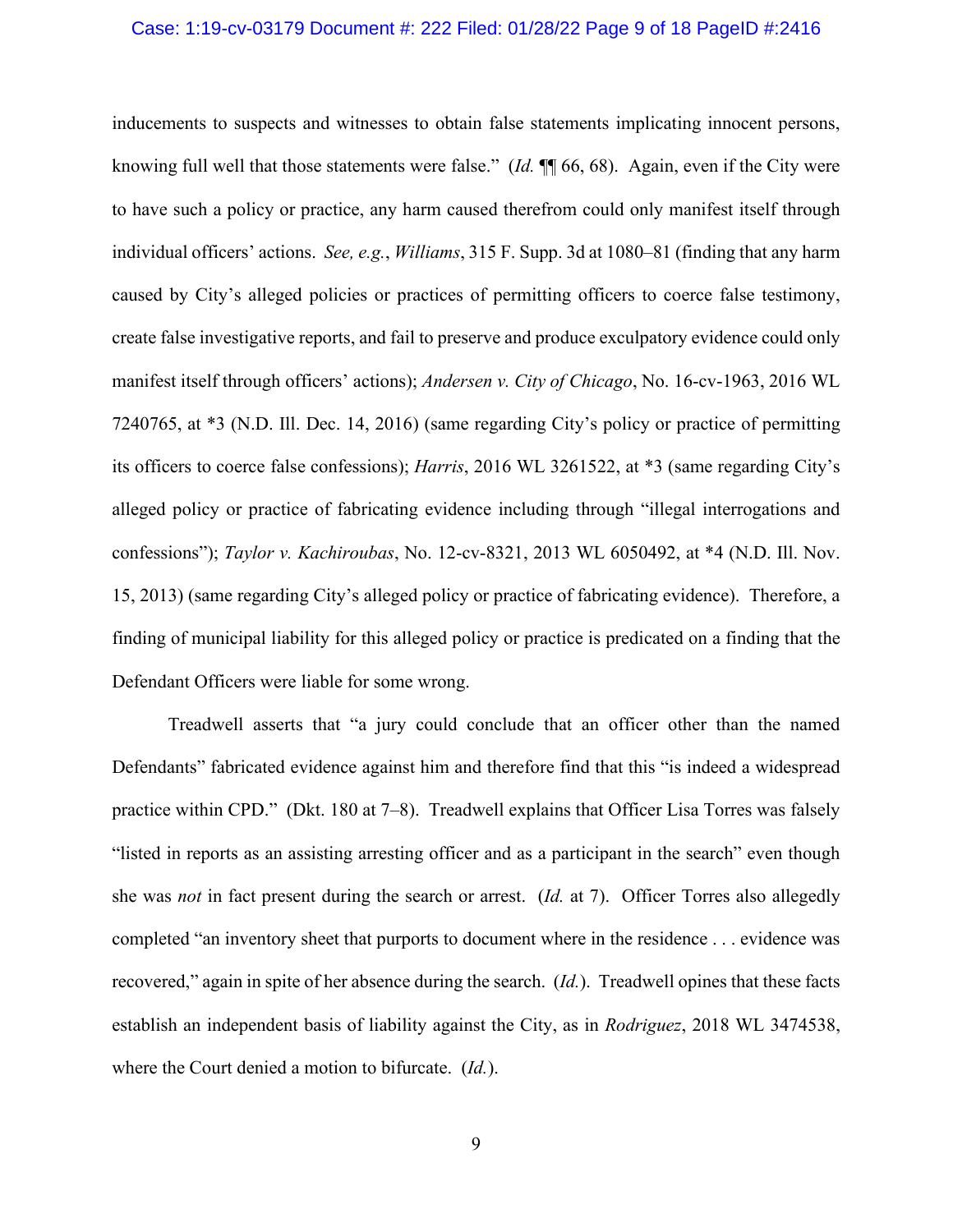inducements to suspects and witnesses to obtain false statements implicating innocent persons, knowing full well that those statements were false." (*Id.* ¶¶ 66, 68). Again, even if the City were to have such a policy or practice, any harm caused therefrom could only manifest itself through individual officers' actions. *See, e.g.*, *Williams*, 315 F. Supp. 3d at 1080–81 (finding that any harm caused by City's alleged policies or practices of permitting officers to coerce false testimony, create false investigative reports, and fail to preserve and produce exculpatory evidence could only manifest itself through officers' actions); *Andersen v. City of Chicago*, No. 16-cv-1963, 2016 WL 7240765, at *3 (N.D. Ill. Dec. 14, 2016) (same regarding City's policy or practice of permitting its officers to coerce false confessions); *Harris*, 2016 WL 3261522, at *3 (same regarding City's alleged policy or practice of fabricating evidence including through "illegal interrogations and confessions"); *Taylor v. Kachiroubas*, No. 12-cv-8321, 2013 WL 6050492, at *4 (N.D. Ill. Nov. 15, 2013) (same regarding City's alleged policy or practice of fabricating evidence). Therefore, a finding of municipal liability for this alleged policy or practice is predicated on a finding that the Defendant Officers were liable for some wrong.

Treadwell asserts that "a jury could conclude that an officer other than the named Defendants" fabricated evidence against him and therefore find that this "is indeed a widespread practice within CPD." (Dkt. 180 at 7–8). Treadwell explains that Officer Lisa Torres was falsely "listed in reports as an assisting arresting officer and as a participant in the search" even though she was *not* in fact present during the search or arrest. (*Id.* at 7). Officer Torres also allegedly completed "an inventory sheet that purports to document where in the residence . . . evidence was recovered," again in spite of her absence during the search. (*Id.*). Treadwell opines that these facts establish an independent basis of liability against the City, as in *Rodriguez*, 2018 WL 3474538, where the Court denied a motion to bifurcate. (*Id.*).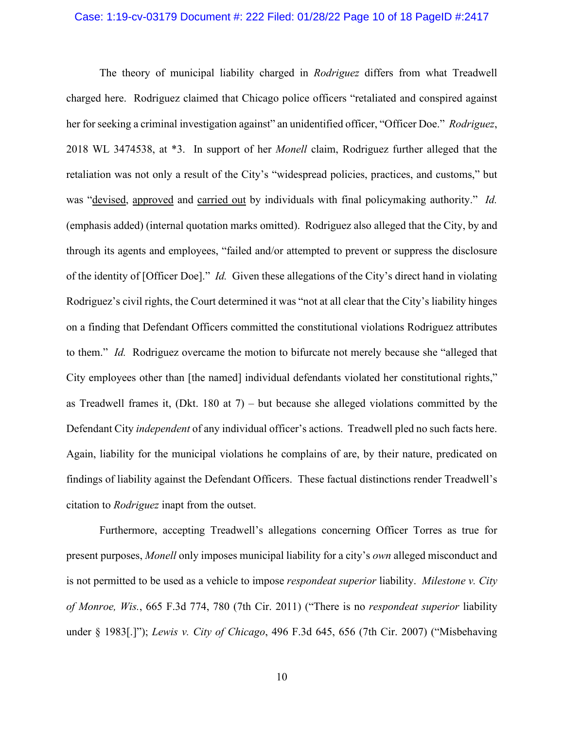The theory of municipal liability charged in *Rodriguez* differs from what Treadwell charged here. Rodriguez claimed that Chicago police officers "retaliated and conspired against her for seeking a criminal investigation against" an unidentified officer, "Officer Doe." *Rodriguez*, 2018 WL 3474538, at *3. In support of her *Monell* claim, Rodriguez further alleged that the retaliation was not only a result of the City's "widespread policies, practices, and customs," but was "<u>devised</u>, <u>approved</u> and <u>carried out</u> by individuals with final policymaking authority." *Id.* (emphasis added) (internal quotation marks omitted). Rodriguez also alleged that the City, by and through its agents and employees, "failed and/or attempted to prevent or suppress the disclosure of the identity of [Officer Doe]." *Id.* Given these allegations of the City's direct hand in violating Rodriguez's civil rights, the Court determined it was "not at all clear that the City's liability hinges on a finding that Defendant Officers committed the constitutional violations Rodriguez attributes to them." *Id.* Rodriguez overcame the motion to bifurcate not merely because she "alleged that City employees other than [the named] individual defendants violated her constitutional rights," as Treadwell frames it, (Dkt. 180 at 7) – but because she alleged violations committed by the Defendant City *independent* of any individual officer's actions. Treadwell pled no such facts here. Again, liability for the municipal violations he complains of are, by their nature, predicated on findings of liability against the Defendant Officers. These factual distinctions render Treadwell's citation to *Rodriguez* inapt from the outset.

Furthermore, accepting Treadwell's allegations concerning Officer Torres as true for present purposes, *Monell* only imposes municipal liability for a city's *own* alleged misconduct and is not permitted to be used as a vehicle to impose *respondeat superior* liability. *Milestone v. City of Monroe, Wis.*, 665 F.3d 774, 780 (7th Cir. 2011) ("There is no *respondeat superior* liability under § 1983[.]"); *Lewis v. City of Chicago*, 496 F.3d 645, 656 (7th Cir. 2007) ("Misbehaving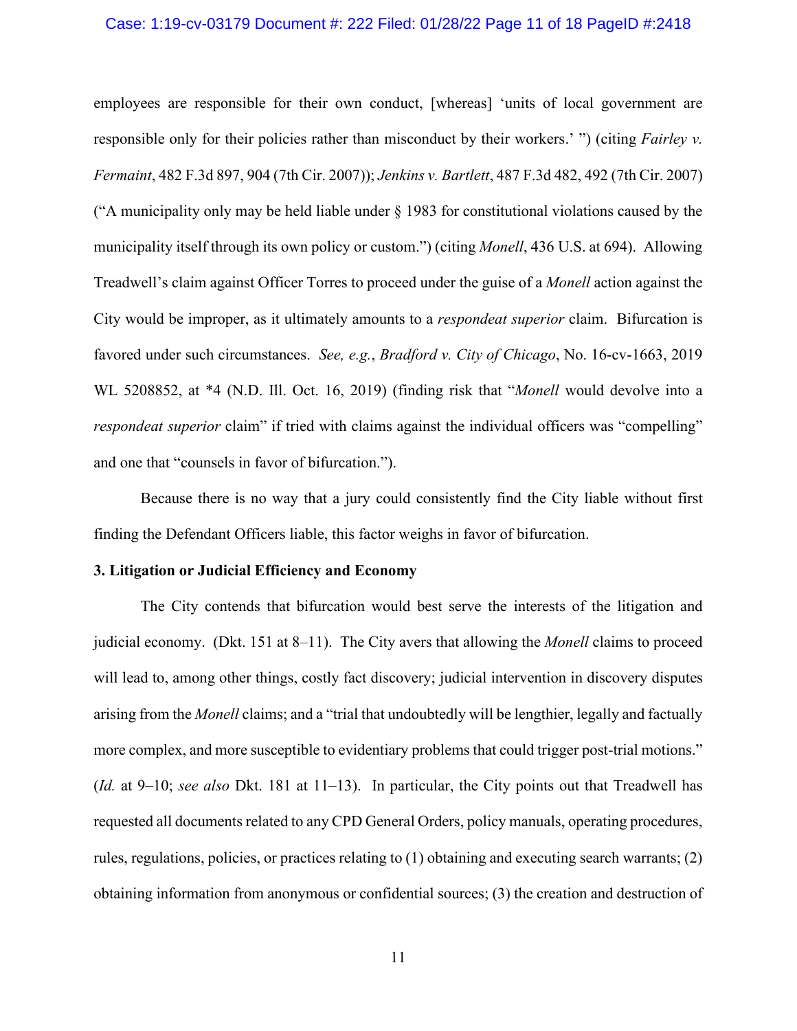employees are responsible for their own conduct, [whereas] 'units of local government are responsible only for their policies rather than misconduct by their workers.' ") (citing *Fairley v. Fermaint*, 482 F.3d 897, 904 (7th Cir. 2007)); *Jenkins v. Bartlett*, 487 F.3d 482, 492 (7th Cir. 2007) ("A municipality only may be held liable under § 1983 for constitutional violations caused by the municipality itself through its own policy or custom.") (citing *Monell*, 436 U.S. at 694). Allowing Treadwell's claim against Officer Torres to proceed under the guise of a *Monell* action against the City would be improper, as it ultimately amounts to a *respondeat superior* claim. Bifurcation is favored under such circumstances. *See, e.g.*, *Bradford v. City of Chicago*, No. 16-cv-1663, 2019 WL 5208852, at *4 (N.D. Ill. Oct. 16, 2019) (finding risk that "*Monell* would devolve into a *respondeat superior* claim" if tried with claims against the individual officers was "compelling" and one that "counsels in favor of bifurcation.").

Because there is no way that a jury could consistently find the City liable without first finding the Defendant Officers liable, this factor weighs in favor of bifurcation.

**3. Litigation or Judicial Efficiency and Economy**

The City contends that bifurcation would best serve the interests of the litigation and judicial economy. (Dkt. 151 at 8–11). The City avers that allowing the *Monell* claims to proceed will lead to, among other things, costly fact discovery; judicial intervention in discovery disputes arising from the *Monell* claims; and a "trial that undoubtedly will be lengthier, legally and factually more complex, and more susceptible to evidentiary problems that could trigger post-trial motions." (*Id.* at 9–10; *see also* Dkt. 181 at 11–13). In particular, the City points out that Treadwell has requested all documents related to any CPD General Orders, policy manuals, operating procedures, rules, regulations, policies, or practices relating to (1) obtaining and executing search warrants; (2) obtaining information from anonymous or confidential sources; (3) the creation and destruction of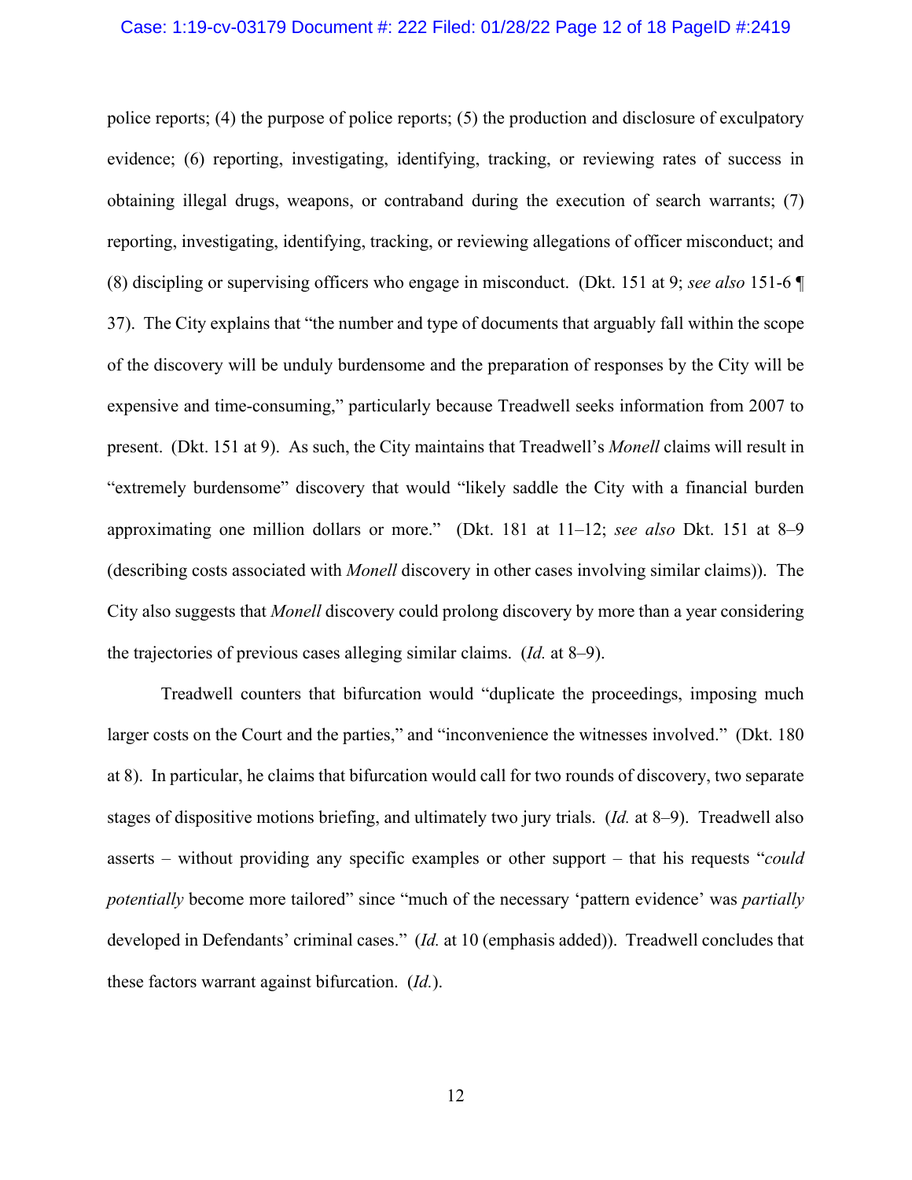police reports; (4) the purpose of police reports; (5) the production and disclosure of exculpatory evidence; (6) reporting, investigating, identifying, tracking, or reviewing rates of success in obtaining illegal drugs, weapons, or contraband during the execution of search warrants; (7) reporting, investigating, identifying, tracking, or reviewing allegations of officer misconduct; and (8) discipling or supervising officers who engage in misconduct. (Dkt. 151 at 9; *see also* 151-6 ¶ 37). The City explains that "the number and type of documents that arguably fall within the scope of the discovery will be unduly burdensome and the preparation of responses by the City will be expensive and time-consuming," particularly because Treadwell seeks information from 2007 to present. (Dkt. 151 at 9). As such, the City maintains that Treadwell's *Monell* claims will result in "extremely burdensome" discovery that would "likely saddle the City with a financial burden approximating one million dollars or more." (Dkt. 181 at 11–12; *see also* Dkt. 151 at 8–9 (describing costs associated with *Monell* discovery in other cases involving similar claims)). The City also suggests that *Monell* discovery could prolong discovery by more than a year considering the trajectories of previous cases alleging similar claims. (*Id.* at 8–9).

Treadwell counters that bifurcation would "duplicate the proceedings, imposing much larger costs on the Court and the parties," and "inconvenience the witnesses involved." (Dkt. 180 at 8). In particular, he claims that bifurcation would call for two rounds of discovery, two separate stages of dispositive motions briefing, and ultimately two jury trials. (*Id.* at 8–9). Treadwell also asserts – without providing any specific examples or other support – that his requests "*could potentially* become more tailored" since "much of the necessary 'pattern evidence' was *partially* developed in Defendants' criminal cases." (*Id.* at 10 (emphasis added)). Treadwell concludes that these factors warrant against bifurcation. (*Id.*).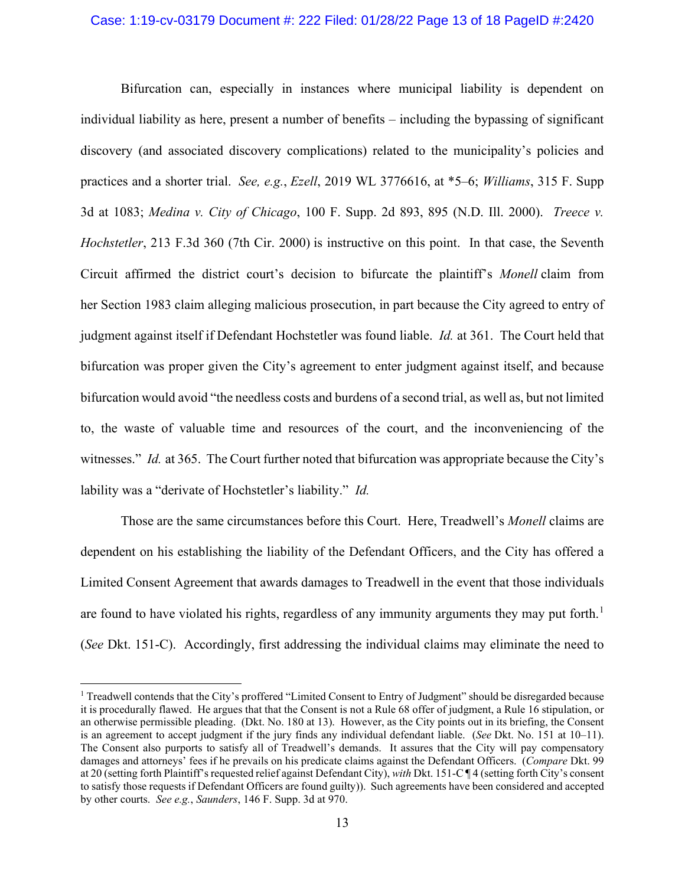Bifurcation can, especially in instances where municipal liability is dependent on individual liability as here, present a number of benefits – including the bypassing of significant discovery (and associated discovery complications) related to the municipality's policies and practices and a shorter trial. *See, e.g.*, *Ezell*, 2019 WL 3776616, at *5–6; *Williams*, 315 F. Supp 3d at 1083; *Medina v. City of Chicago*, 100 F. Supp. 2d 893, 895 (N.D. Ill. 2000). *Treece v. Hochstetler*, 213 F.3d 360 (7th Cir. 2000) is instructive on this point. In that case, the Seventh Circuit affirmed the district court's decision to bifurcate the plaintiff's *Monell* claim from her Section 1983 claim alleging malicious prosecution, in part because the City agreed to entry of judgment against itself if Defendant Hochstetler was found liable. *Id.* at 361. The Court held that bifurcation was proper given the City's agreement to enter judgment against itself, and because bifurcation would avoid "the needless costs and burdens of a second trial, as well as, but not limited to, the waste of valuable time and resources of the court, and the inconveniencing of the witnesses." *Id.* at 365. The Court further noted that bifurcation was appropriate because the City's lability was a "derivate of Hochstetler's liability." *Id.*

Those are the same circumstances before this Court. Here, Treadwell's *Monell* claims are dependent on his establishing the liability of the Defendant Officers, and the City has offered a Limited Consent Agreement that awards damages to Treadwell in the event that those individuals are found to have violated his rights, regardless of any immunity arguments they may put forth.[1] (*See* Dkt. 151-C). Accordingly, first addressing the individual claims may eliminate the need to

[1] Treadwell contends that the City's proffered "Limited Consent to Entry of Judgment" should be disregarded because it is procedurally flawed. He argues that that the Consent is not a Rule 68 offer of judgment, a Rule 16 stipulation, or an otherwise permissible pleading. (Dkt. No. 180 at 13). However, as the City points out in its briefing, the Consent is an agreement to accept judgment if the jury finds any individual defendant liable. (*See* Dkt. No. 151 at 10–11). The Consent also purports to satisfy all of Treadwell's demands. It assures that the City will pay compensatory damages and attorneys' fees if he prevails on his predicate claims against the Defendant Officers. (*Compare* Dkt. 99 at 20 (setting forth Plaintiff's requested relief against Defendant City), *with* Dkt. 151-C ¶ 4 (setting forth City's consent to satisfy those requests if Defendant Officers are found guilty)). Such agreements have been considered and accepted by other courts. *See e.g.*, *Saunders*, 146 F. Supp. 3d at 970.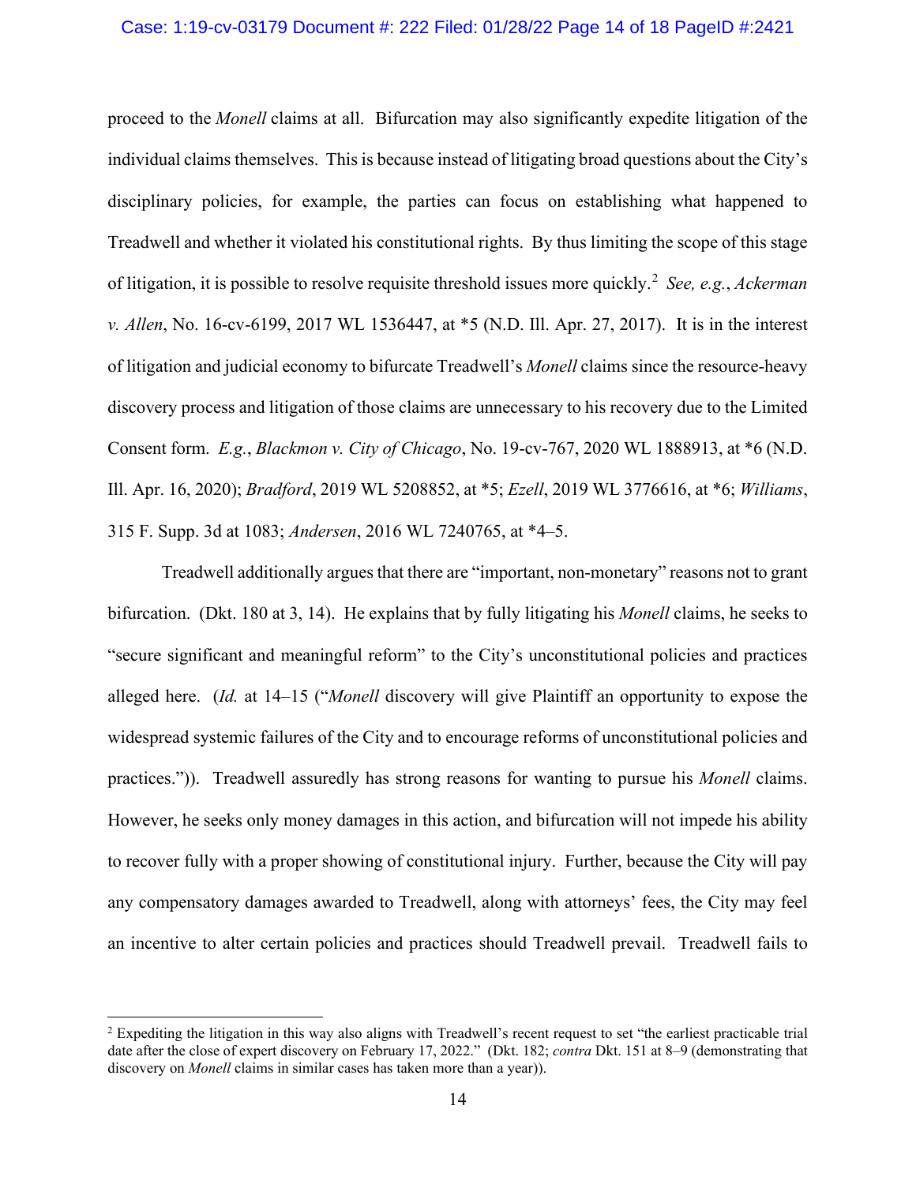proceed to the *Monell* claims at all. Bifurcation may also significantly expedite litigation of the individual claims themselves. This is because instead of litigating broad questions about the City's disciplinary policies, for example, the parties can focus on establishing what happened to Treadwell and whether it violated his constitutional rights. By thus limiting the scope of this stage of litigation, it is possible to resolve requisite threshold issues more quickly.[2] *See, e.g.*, *Ackerman v. Allen*, No. 16-cv-6199, 2017 WL 1536447, at *5 (N.D. Ill. Apr. 27, 2017). It is in the interest of litigation and judicial economy to bifurcate Treadwell's *Monell* claims since the resource-heavy discovery process and litigation of those claims are unnecessary to his recovery due to the Limited Consent form. *E.g.*, *Blackmon v. City of Chicago*, No. 19-cv-767, 2020 WL 1888913, at *6 (N.D. Ill. Apr. 16, 2020); *Bradford*, 2019 WL 5208852, at *5; *Ezell*, 2019 WL 3776616, at *6; *Williams*, 315 F. Supp. 3d at 1083; *Andersen*, 2016 WL 7240765, at *4–5.

Treadwell additionally argues that there are "important, non-monetary" reasons not to grant bifurcation. (Dkt. 180 at 3, 14). He explains that by fully litigating his *Monell* claims, he seeks to "secure significant and meaningful reform" to the City's unconstitutional policies and practices alleged here. (*Id.* at 14–15 ("*Monell* discovery will give Plaintiff an opportunity to expose the widespread systemic failures of the City and to encourage reforms of unconstitutional policies and practices.")). Treadwell assuredly has strong reasons for wanting to pursue his *Monell* claims. However, he seeks only money damages in this action, and bifurcation will not impede his ability to recover fully with a proper showing of constitutional injury. Further, because the City will pay any compensatory damages awarded to Treadwell, along with attorneys' fees, the City may feel an incentive to alter certain policies and practices should Treadwell prevail. Treadwell fails to

---

[2] Expediting the litigation in this way also aligns with Treadwell's recent request to set "the earliest practicable trial date after the close of expert discovery on February 17, 2022." (Dkt. 182; *contra* Dkt. 151 at 8–9 (demonstrating that discovery on *Monell* claims in similar cases has taken more than a year)).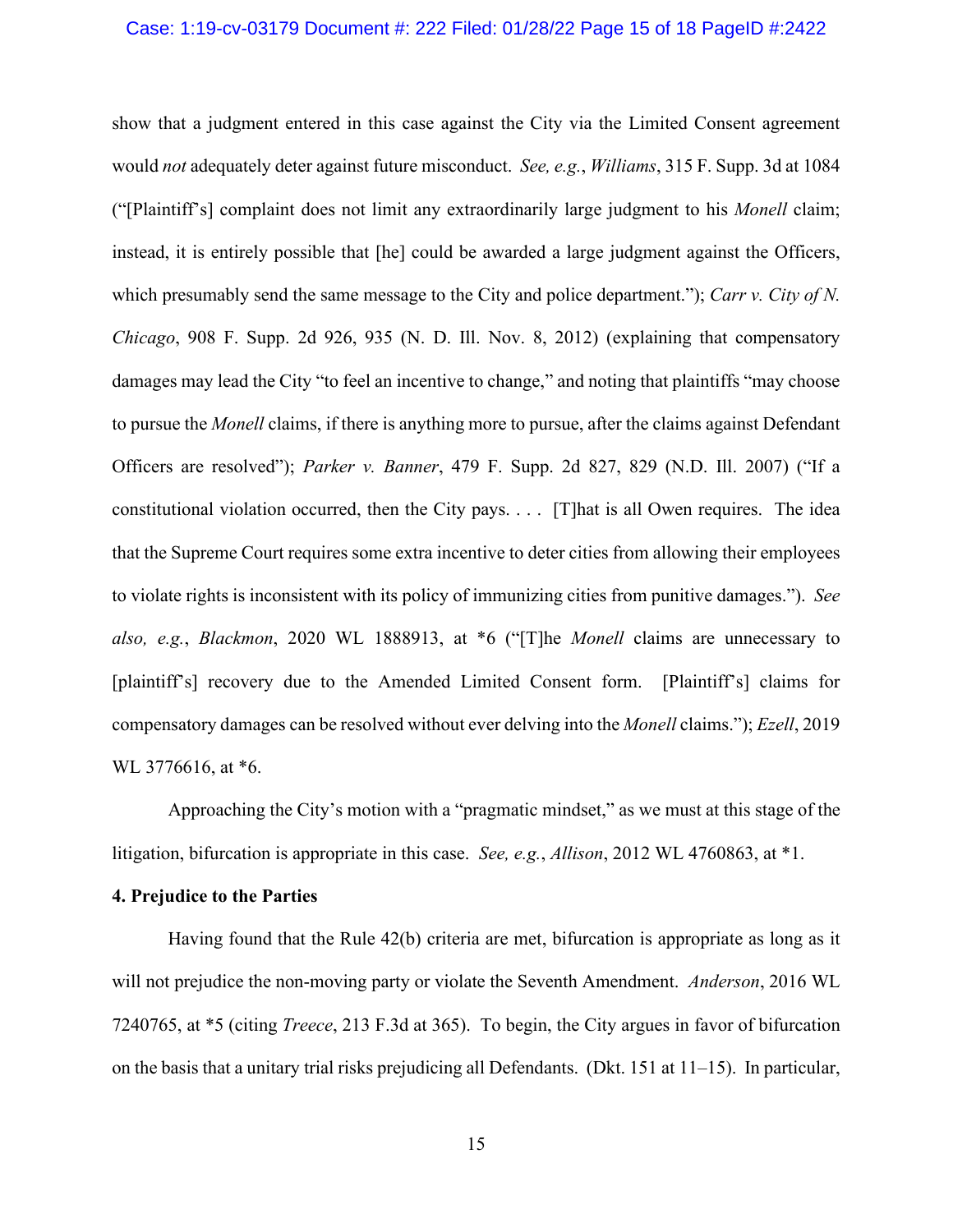show that a judgment entered in this case against the City via the Limited Consent agreement would *not* adequately deter against future misconduct. *See, e.g.*, *Williams*, 315 F. Supp. 3d at 1084 ("[Plaintiff's] complaint does not limit any extraordinarily large judgment to his *Monell* claim; instead, it is entirely possible that [he] could be awarded a large judgment against the Officers, which presumably send the same message to the City and police department."); *Carr v. City of N. Chicago*, 908 F. Supp. 2d 926, 935 (N. D. Ill. Nov. 8, 2012) (explaining that compensatory damages may lead the City "to feel an incentive to change," and noting that plaintiffs "may choose to pursue the *Monell* claims, if there is anything more to pursue, after the claims against Defendant Officers are resolved"); *Parker v. Banner*, 479 F. Supp. 2d 827, 829 (N.D. Ill. 2007) ("If a constitutional violation occurred, then the City pays. . . . [T]hat is all Owen requires. The idea that the Supreme Court requires some extra incentive to deter cities from allowing their employees to violate rights is inconsistent with its policy of immunizing cities from punitive damages."). *See also, e.g.*, *Blackmon*, 2020 WL 1888913, at *6 ("[T]he *Monell* claims are unnecessary to [plaintiff's] recovery due to the Amended Limited Consent form. [Plaintiff's] claims for compensatory damages can be resolved without ever delving into the *Monell* claims."); *Ezell*, 2019 WL 3776616, at *6.

Approaching the City's motion with a "pragmatic mindset," as we must at this stage of the litigation, bifurcation is appropriate in this case. *See, e.g.*, *Allison*, 2012 WL 4760863, at *1.

**4. Prejudice to the Parties**

Having found that the Rule 42(b) criteria are met, bifurcation is appropriate as long as it will not prejudice the non-moving party or violate the Seventh Amendment. *Anderson*, 2016 WL 7240765, at *5 (citing *Treece*, 213 F.3d at 365). To begin, the City argues in favor of bifurcation on the basis that a unitary trial risks prejudicing all Defendants. (Dkt. 151 at 11–15). In particular,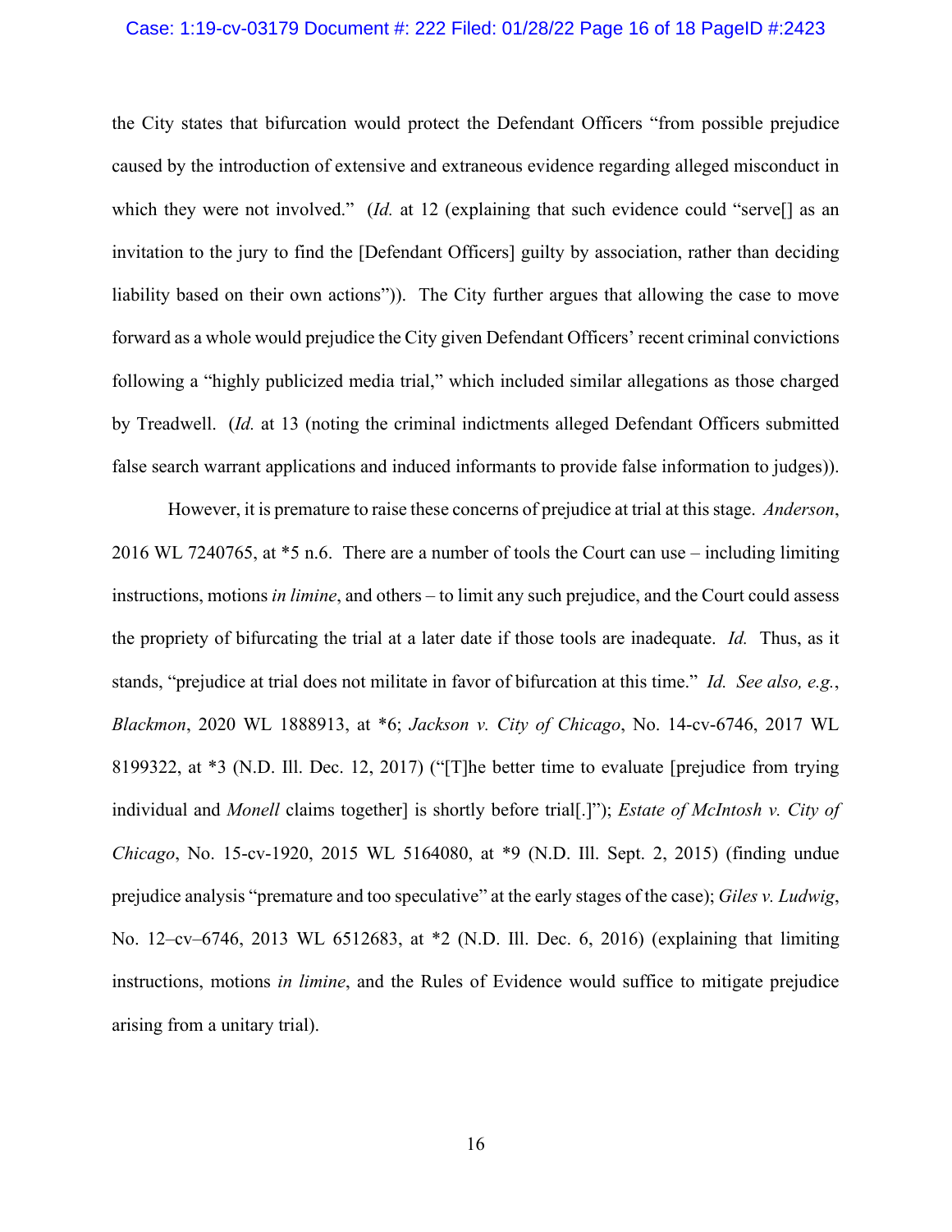the City states that bifurcation would protect the Defendant Officers "from possible prejudice caused by the introduction of extensive and extraneous evidence regarding alleged misconduct in which they were not involved." (*Id.* at 12 (explaining that such evidence could "serve[] as an invitation to the jury to find the [Defendant Officers] guilty by association, rather than deciding liability based on their own actions")). The City further argues that allowing the case to move forward as a whole would prejudice the City given Defendant Officers' recent criminal convictions following a "highly publicized media trial," which included similar allegations as those charged by Treadwell. (*Id.* at 13 (noting the criminal indictments alleged Defendant Officers submitted false search warrant applications and induced informants to provide false information to judges)).

However, it is premature to raise these concerns of prejudice at trial at this stage. *Anderson*, 2016 WL 7240765, at *5 n.6. There are a number of tools the Court can use – including limiting instructions, motions *in limine*, and others – to limit any such prejudice, and the Court could assess the propriety of bifurcating the trial at a later date if those tools are inadequate. *Id.* Thus, as it stands, "prejudice at trial does not militate in favor of bifurcation at this time." *Id. See also, e.g.*, *Blackmon*, 2020 WL 1888913, at *6; *Jackson v. City of Chicago*, No. 14-cv-6746, 2017 WL 8199322, at *3 (N.D. Ill. Dec. 12, 2017) ("[T]he better time to evaluate [prejudice from trying individual and *Monell* claims together] is shortly before trial[.]"); *Estate of McIntosh v. City of Chicago*, No. 15-cv-1920, 2015 WL 5164080, at *9 (N.D. Ill. Sept. 2, 2015) (finding undue prejudice analysis "premature and too speculative" at the early stages of the case); *Giles v. Ludwig*, No. 12–cv–6746, 2013 WL 6512683, at *2 (N.D. Ill. Dec. 6, 2016) (explaining that limiting instructions, motions *in limine*, and the Rules of Evidence would suffice to mitigate prejudice arising from a unitary trial).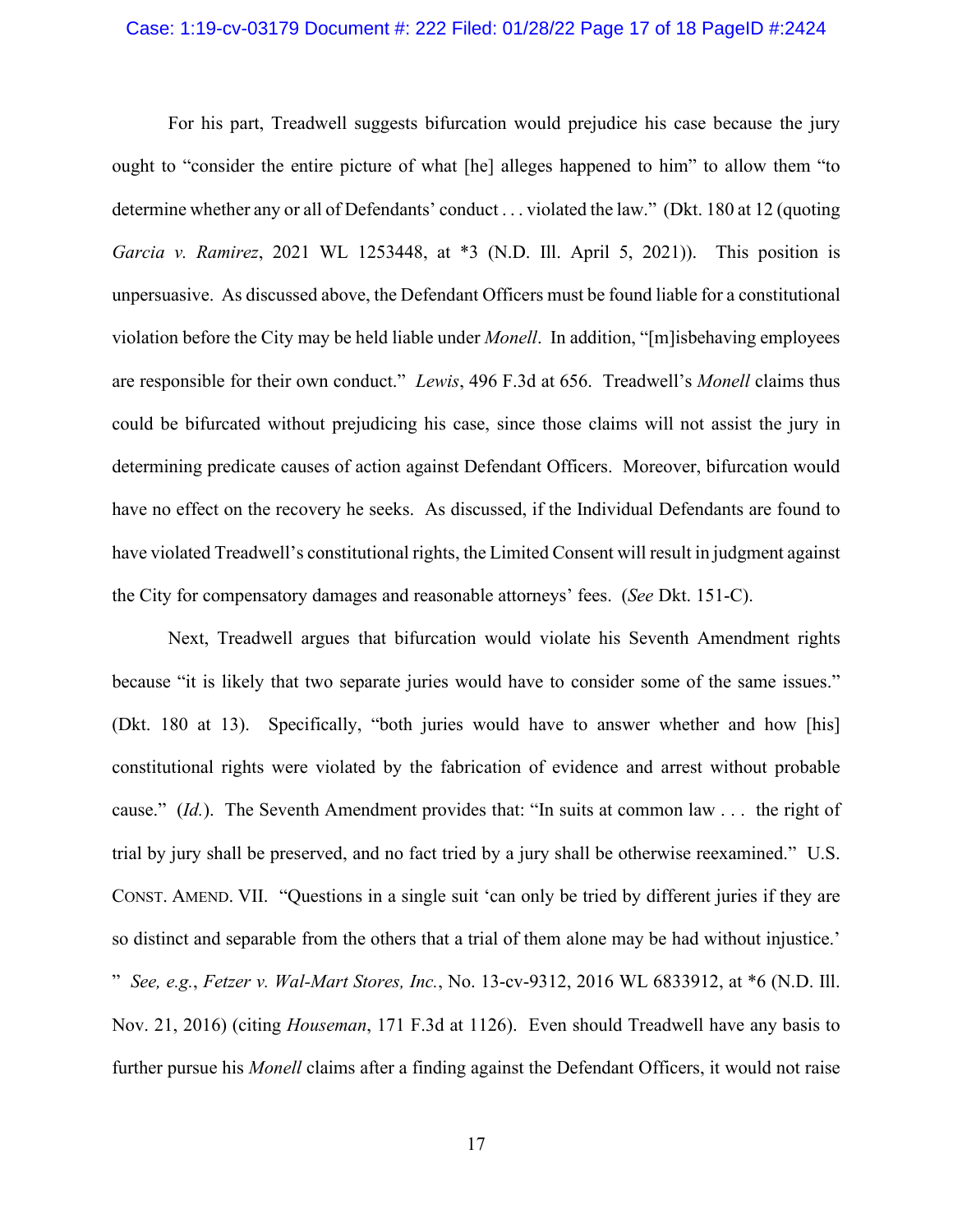For his part, Treadwell suggests bifurcation would prejudice his case because the jury ought to "consider the entire picture of what [he] alleges happened to him" to allow them "to determine whether any or all of Defendants' conduct . . . violated the law." (Dkt. 180 at 12 (quoting *Garcia v. Ramirez*, 2021 WL 1253448, at *3 (N.D. Ill. April 5, 2021)). This position is unpersuasive. As discussed above, the Defendant Officers must be found liable for a constitutional violation before the City may be held liable under *Monell*. In addition, "[m]isbehaving employees are responsible for their own conduct." *Lewis*, 496 F.3d at 656. Treadwell's *Monell* claims thus could be bifurcated without prejudicing his case, since those claims will not assist the jury in determining predicate causes of action against Defendant Officers. Moreover, bifurcation would have no effect on the recovery he seeks. As discussed, if the Individual Defendants are found to have violated Treadwell's constitutional rights, the Limited Consent will result in judgment against the City for compensatory damages and reasonable attorneys' fees. (*See* Dkt. 151-C).

Next, Treadwell argues that bifurcation would violate his Seventh Amendment rights because "it is likely that two separate juries would have to consider some of the same issues." (Dkt. 180 at 13). Specifically, "both juries would have to answer whether and how [his] constitutional rights were violated by the fabrication of evidence and arrest without probable cause." (*Id.*). The Seventh Amendment provides that: "In suits at common law . . . the right of trial by jury shall be preserved, and no fact tried by a jury shall be otherwise reexamined." U.S. CONST. AMEND. VII. "Questions in a single suit 'can only be tried by different juries if they are so distinct and separable from the others that a trial of them alone may be had without injustice.' " *See, e.g.*, *Fetzer v. Wal-Mart Stores, Inc.*, No. 13-cv-9312, 2016 WL 6833912, at *6 (N.D. Ill. Nov. 21, 2016) (citing *Houseman*, 171 F.3d at 1126). Even should Treadwell have any basis to further pursue his *Monell* claims after a finding against the Defendant Officers, it would not raise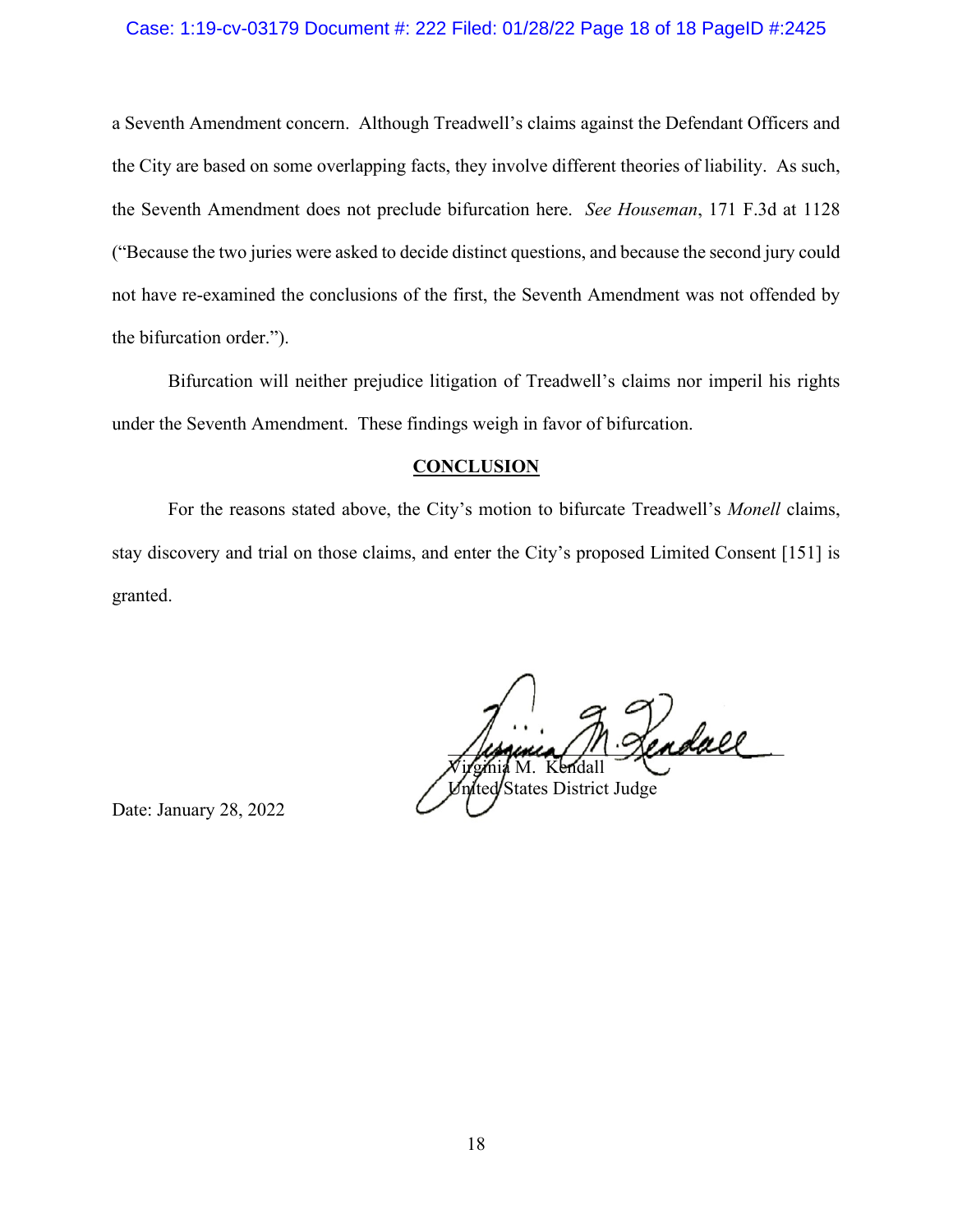a Seventh Amendment concern. Although Treadwell's claims against the Defendant Officers and the City are based on some overlapping facts, they involve different theories of liability. As such, the Seventh Amendment does not preclude bifurcation here. *See Houseman*, 171 F.3d at 1128 ("Because the two juries were asked to decide distinct questions, and because the second jury could not have re-examined the conclusions of the first, the Seventh Amendment was not offended by the bifurcation order.").

Bifurcation will neither prejudice litigation of Treadwell's claims nor imperil his rights under the Seventh Amendment. These findings weigh in favor of bifurcation.

## CONCLUSION

For the reasons stated above, the City's motion to bifurcate Treadwell's *Monell* claims, stay discovery and trial on those claims, and enter the City's proposed Limited Consent [151] is granted.

Virginia M. Kendall
United States District Judge

Date: January 28, 2022